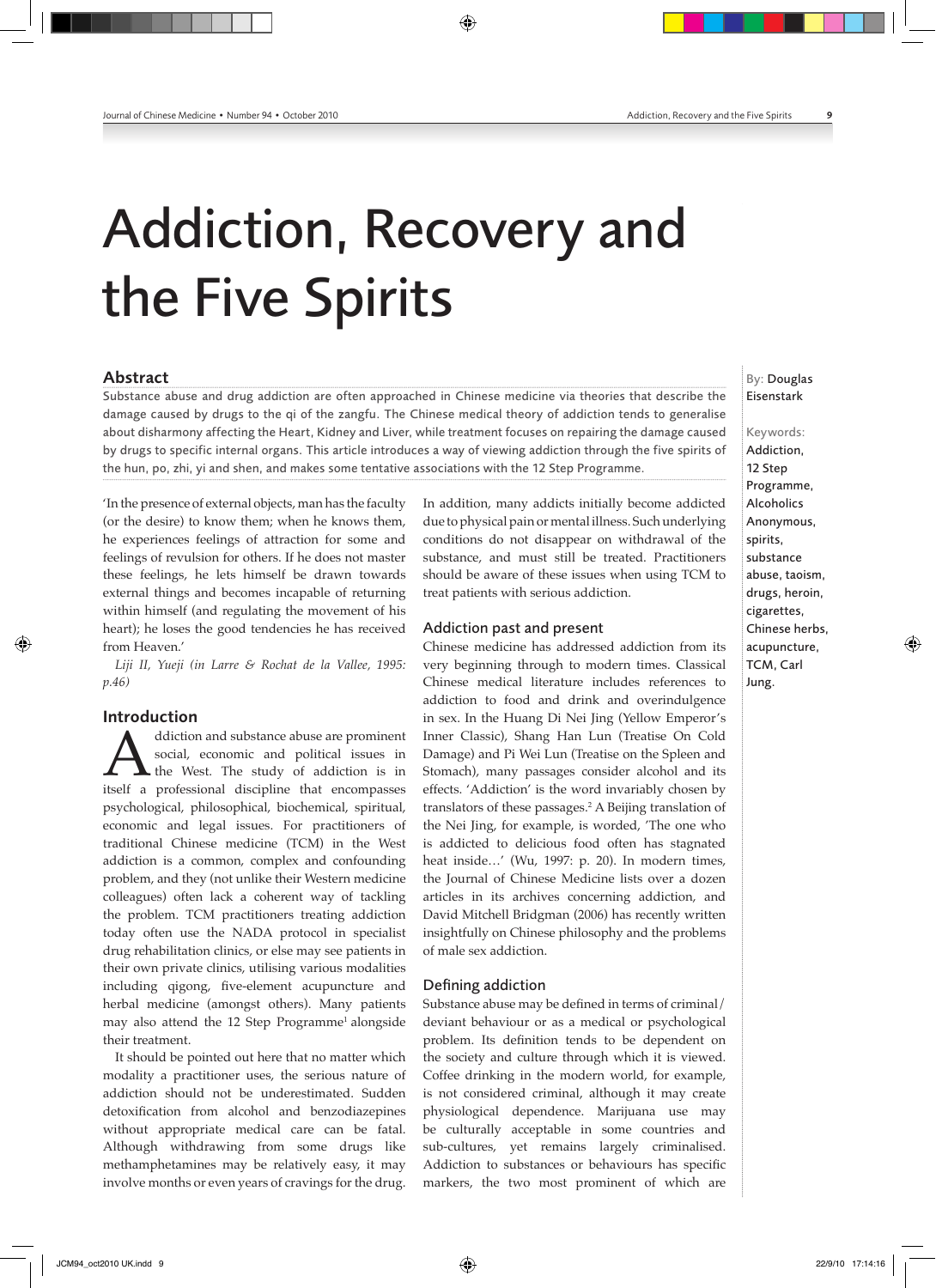# Addiction, Recovery and the Five Spirits

## Abstract

Substance abuse and drug addiction are often approached in Chinese medicine via theories that describe the damage caused by drugs to the qi of the zangfu. The Chinese medical theory of addiction tends to generalise about disharmony affecting the Heart, Kidney and Liver, while treatment focuses on repairing the damage caused by drugs to specific internal organs. This article introduces a way of viewing addiction through the five spirits of the hun, po, zhi, yi and shen, and makes some tentative associations with the 12 Step Programme.

By: Douglas Eisenstark

Keywords: Addiction, 12 Step Programme, Alcoholics Anonymous, spirits, substance abuse, taoism, drugs, heroin, cigarettes, Chinese herbs, acupuncture, TCM, Carl Jung.

'In the presence of external objects, man has the faculty (or the desire) to know them; when he knows them, he experiences feelings of attraction for some and feelings of revulsion for others. If he does not master these feelings, he lets himself be drawn towards external things and becomes incapable of returning within himself (and regulating the movement of his heart); he loses the good tendencies he has received from Heaven.'

*Liji II, Yueji (in Larre & Rochat de la Vallee, 1995: p.46)*

## Introduction

Addiction and substance abuse are prominent social, economic and political issues in the West. The study of addiction is in itself a professional discipline that encompasses psychological, philosophical, biochemical, spiritual, economic and legal issues. For practitioners of traditional Chinese medicine (TCM) in the West addiction is a common, complex and confounding problem, and they (not unlike their Western medicine colleagues) often lack a coherent way of tackling the problem. TCM practitioners treating addiction today often use the NADA protocol in specialist drug rehabilitation clinics, or else may see patients in their own private clinics, utilising various modalities including qigong, five-element acupuncture and herbal medicine (amongst others). Many patients may also attend the 12 Step Programme[1] alongside their treatment.

It should be pointed out here that no matter which modality a practitioner uses, the serious nature of addiction should not be underestimated. Sudden detoxification from alcohol and benzodiazepines without appropriate medical care can be fatal. Although withdrawing from some drugs like methamphetamines may be relatively easy, it may involve months or even years of cravings for the drug. In addition, many addicts initially become addicted due to physical pain or mental illness. Such underlying conditions do not disappear on withdrawal of the substance, and must still be treated. Practitioners should be aware of these issues when using TCM to treat patients with serious addiction.

## Addiction past and present

Chinese medicine has addressed addiction from its very beginning through to modern times. Classical Chinese medical literature includes references to addiction to food and drink and overindulgence in sex. In the Huang Di Nei Jing (Yellow Emperor's Inner Classic), Shang Han Lun (Treatise On Cold Damage) and Pi Wei Lun (Treatise on the Spleen and Stomach), many passages consider alcohol and its effects. 'Addiction' is the word invariably chosen by translators of these passages.[2] A Beijing translation of the Nei Jing, for example, is worded, 'The one who is addicted to delicious food often has stagnated heat inside…' (Wu, 1997: p. 20). In modern times, the Journal of Chinese Medicine lists over a dozen articles in its archives concerning addiction, and David Mitchell Bridgman (2006) has recently written insightfully on Chinese philosophy and the problems of male sex addiction.

## Defining addiction

Substance abuse may be defined in terms of criminal/deviant behaviour or as a medical or psychological problem. Its definition tends to be dependent on the society and culture through which it is viewed. Coffee drinking in the modern world, for example, is not considered criminal, although it may create physiological dependence. Marijuana use may be culturally acceptable in some countries and sub-cultures, yet remains largely criminalised. Addiction to substances or behaviours has specific markers, the two most prominent of which are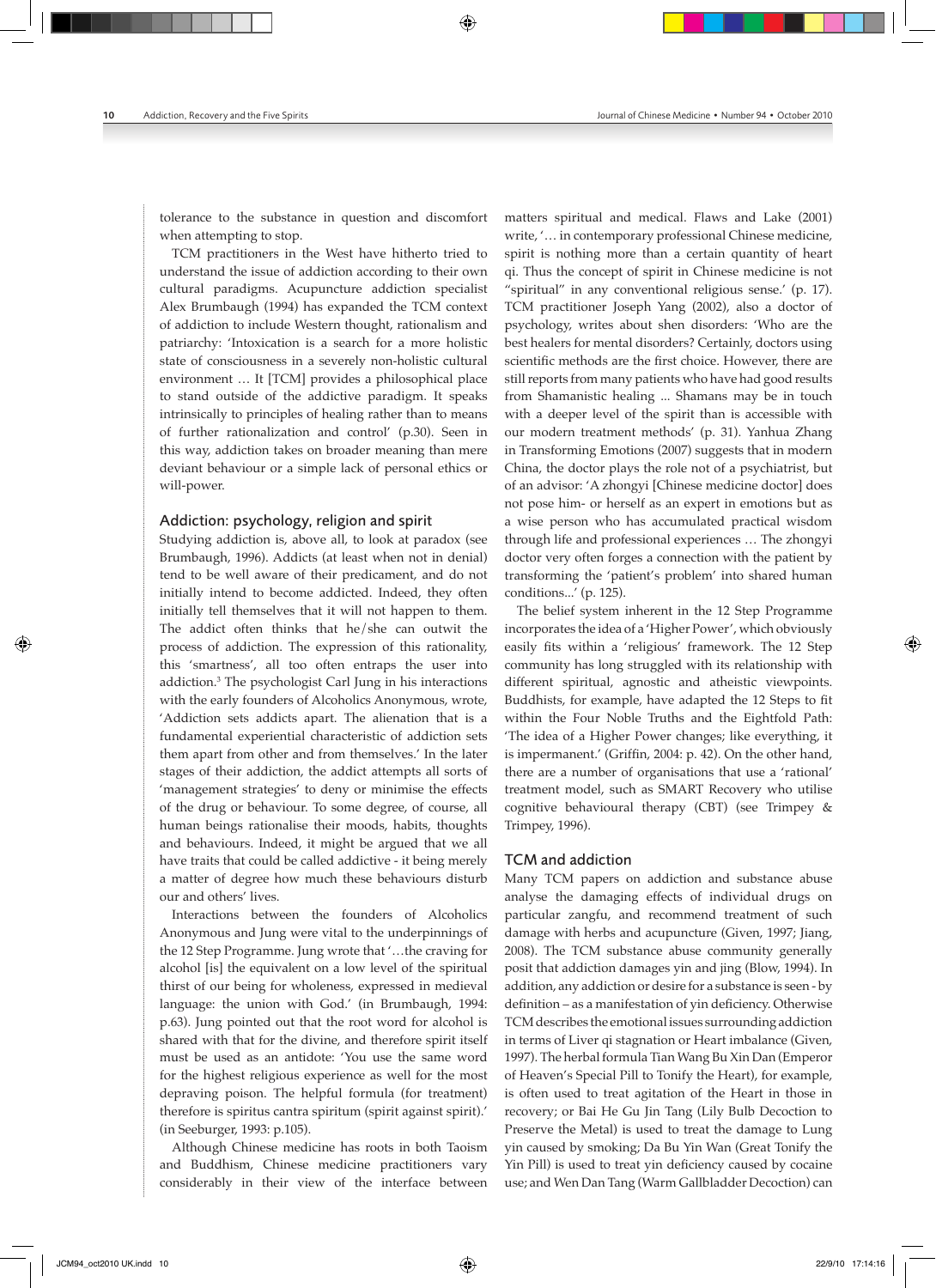tolerance to the substance in question and discomfort when attempting to stop.

TCM practitioners in the West have hitherto tried to understand the issue of addiction according to their own cultural paradigms. Acupuncture addiction specialist Alex Brumbaugh (1994) has expanded the TCM context of addiction to include Western thought, rationalism and patriarchy: 'Intoxication is a search for a more holistic state of consciousness in a severely non-holistic cultural environment … It [TCM] provides a philosophical place to stand outside of the addictive paradigm. It speaks intrinsically to principles of healing rather than to means of further rationalization and control' (p.30). Seen in this way, addiction takes on broader meaning than mere deviant behaviour or a simple lack of personal ethics or will-power.

## Addiction: psychology, religion and spirit

Studying addiction is, above all, to look at paradox (see Brumbaugh, 1996). Addicts (at least when not in denial) tend to be well aware of their predicament, and do not initially intend to become addicted. Indeed, they often initially tell themselves that it will not happen to them. The addict often thinks that he/she can outwit the process of addiction. The expression of this rationality, this 'smartness', all too often entraps the user into addiction.[3] The psychologist Carl Jung in his interactions with the early founders of Alcoholics Anonymous, wrote, 'Addiction sets addicts apart. The alienation that is a fundamental experiential characteristic of addiction sets them apart from other and from themselves.' In the later stages of their addiction, the addict attempts all sorts of 'management strategies' to deny or minimise the effects of the drug or behaviour. To some degree, of course, all human beings rationalise their moods, habits, thoughts and behaviours. Indeed, it might be argued that we all have traits that could be called addictive - it being merely a matter of degree how much these behaviours disturb our and others' lives.

Interactions between the founders of Alcoholics Anonymous and Jung were vital to the underpinnings of the 12 Step Programme. Jung wrote that '…the craving for alcohol [is] the equivalent on a low level of the spiritual thirst of our being for wholeness, expressed in medieval language: the union with God.' (in Brumbaugh, 1994: p.63). Jung pointed out that the root word for alcohol is shared with that for the divine, and therefore spirit itself must be used as an antidote: 'You use the same word for the highest religious experience as well for the most depraving poison. The helpful formula (for treatment) therefore is spiritus cantra spiritum (spirit against spirit).' (in Seeburger, 1993: p.105).

Although Chinese medicine has roots in both Taoism and Buddhism, Chinese medicine practitioners vary considerably in their view of the interface between matters spiritual and medical. Flaws and Lake (2001) write, '… in contemporary professional Chinese medicine, spirit is nothing more than a certain quantity of heart qi. Thus the concept of spirit in Chinese medicine is not "spiritual" in any conventional religious sense.' (p. 17). TCM practitioner Joseph Yang (2002), also a doctor of psychology, writes about shen disorders: 'Who are the best healers for mental disorders? Certainly, doctors using scientific methods are the first choice. However, there are still reports from many patients who have had good results from Shamanistic healing ... Shamans may be in touch with a deeper level of the spirit than is accessible with our modern treatment methods' (p. 31). Yanhua Zhang in Transforming Emotions (2007) suggests that in modern China, the doctor plays the role not of a psychiatrist, but of an advisor: 'A zhongyi [Chinese medicine doctor] does not pose him- or herself as an expert in emotions but as a wise person who has accumulated practical wisdom through life and professional experiences … The zhongyi doctor very often forges a connection with the patient by transforming the 'patient's problem' into shared human conditions...' (p. 125).

The belief system inherent in the 12 Step Programme incorporates the idea of a 'Higher Power', which obviously easily fits within a 'religious' framework. The 12 Step community has long struggled with its relationship with different spiritual, agnostic and atheistic viewpoints. Buddhists, for example, have adapted the 12 Steps to fit within the Four Noble Truths and the Eightfold Path: 'The idea of a Higher Power changes; like everything, it is impermanent.' (Griffin, 2004: p. 42). On the other hand, there are a number of organisations that use a 'rational' treatment model, such as SMART Recovery who utilise cognitive behavioural therapy (CBT) (see Trimpey & Trimpey, 1996).

## TCM and addiction

Many TCM papers on addiction and substance abuse analyse the damaging effects of individual drugs on particular zangfu, and recommend treatment of such damage with herbs and acupuncture (Given, 1997; Jiang, 2008). The TCM substance abuse community generally posit that addiction damages yin and jing (Blow, 1994). In addition, any addiction or desire for a substance is seen - by definition – as a manifestation of yin deficiency. Otherwise TCM describes the emotional issues surrounding addiction in terms of Liver qi stagnation or Heart imbalance (Given, 1997). The herbal formula Tian Wang Bu Xin Dan (Emperor of Heaven's Special Pill to Tonify the Heart), for example, is often used to treat agitation of the Heart in those in recovery; or Bai He Gu Jin Tang (Lily Bulb Decoction to Preserve the Metal) is used to treat the damage to Lung yin caused by smoking; Da Bu Yin Wan (Great Tonify the Yin Pill) is used to treat yin deficiency caused by cocaine use; and Wen Dan Tang (Warm Gallbladder Decoction) can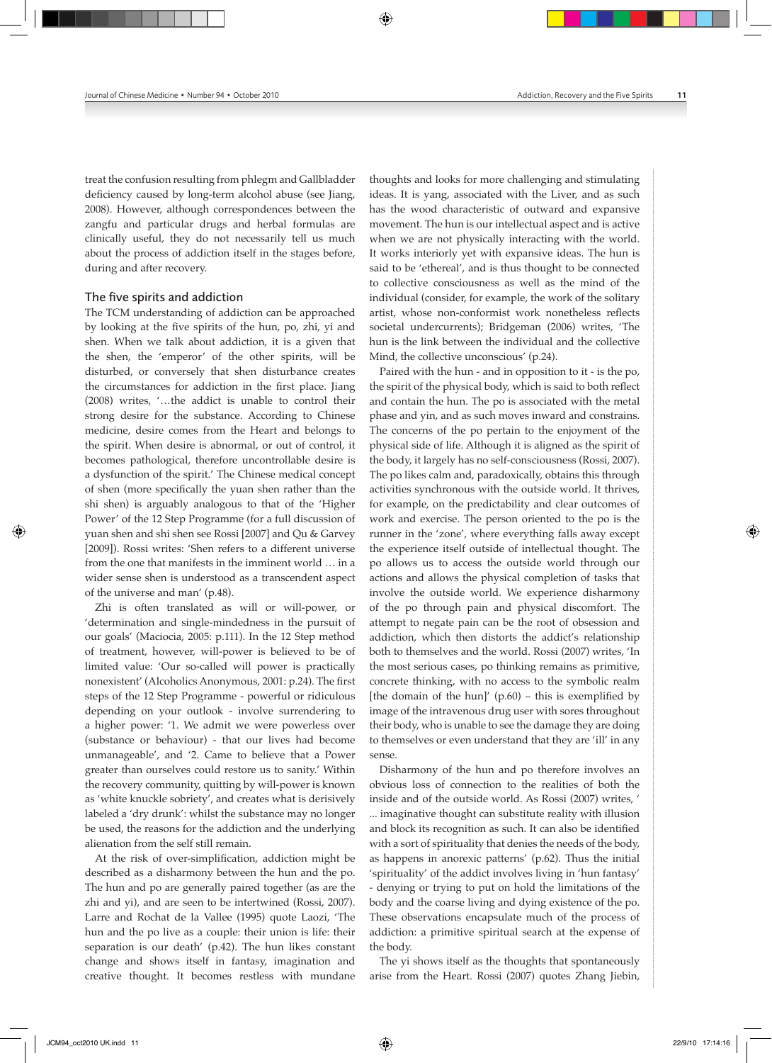treat the confusion resulting from phlegm and Gallbladder deficiency caused by long-term alcohol abuse (see Jiang, 2008). However, although correspondences between the zangfu and particular drugs and herbal formulas are clinically useful, they do not necessarily tell us much about the process of addiction itself in the stages before, during and after recovery.

## The five spirits and addiction

The TCM understanding of addiction can be approached by looking at the five spirits of the hun, po, zhi, yi and shen. When we talk about addiction, it is a given that the shen, the 'emperor' of the other spirits, will be disturbed, or conversely that shen disturbance creates the circumstances for addiction in the first place. Jiang (2008) writes, '…the addict is unable to control their strong desire for the substance. According to Chinese medicine, desire comes from the Heart and belongs to the spirit. When desire is abnormal, or out of control, it becomes pathological, therefore uncontrollable desire is a dysfunction of the spirit.' The Chinese medical concept of shen (more specifically the yuan shen rather than the shi shen) is arguably analogous to that of the 'Higher Power' of the 12 Step Programme (for a full discussion of yuan shen and shi shen see Rossi [2007] and Qu & Garvey [2009]). Rossi writes: 'Shen refers to a different universe from the one that manifests in the imminent world … in a wider sense shen is understood as a transcendent aspect of the universe and man' (p.48).

Zhi is often translated as will or will-power, or 'determination and single-mindedness in the pursuit of our goals' (Maciocia, 2005: p.111). In the 12 Step method of treatment, however, will-power is believed to be of limited value: 'Our so-called will power is practically nonexistent' (Alcoholics Anonymous, 2001: p.24). The first steps of the 12 Step Programme - powerful or ridiculous depending on your outlook - involve surrendering to a higher power: '1. We admit we were powerless over (substance or behaviour) - that our lives had become unmanageable', and '2. Came to believe that a Power greater than ourselves could restore us to sanity.' Within the recovery community, quitting by will-power is known as 'white knuckle sobriety', and creates what is derisively labeled a 'dry drunk': whilst the substance may no longer be used, the reasons for the addiction and the underlying alienation from the self still remain.

At the risk of over-simplification, addiction might be described as a disharmony between the hun and the po. The hun and po are generally paired together (as are the zhi and yi), and are seen to be intertwined (Rossi, 2007). Larre and Rochat de la Vallee (1995) quote Laozi, 'The hun and the po live as a couple: their union is life: their separation is our death' (p.42). The hun likes constant change and shows itself in fantasy, imagination and creative thought. It becomes restless with mundane thoughts and looks for more challenging and stimulating ideas. It is yang, associated with the Liver, and as such has the wood characteristic of outward and expansive movement. The hun is our intellectual aspect and is active when we are not physically interacting with the world. It works interiorly yet with expansive ideas. The hun is said to be 'ethereal', and is thus thought to be connected to collective consciousness as well as the mind of the individual (consider, for example, the work of the solitary artist, whose non-conformist work nonetheless reflects societal undercurrents); Bridgeman (2006) writes, 'The hun is the link between the individual and the collective Mind, the collective unconscious' (p.24).

Paired with the hun - and in opposition to it - is the po, the spirit of the physical body, which is said to both reflect and contain the hun. The po is associated with the metal phase and yin, and as such moves inward and constrains. The concerns of the po pertain to the enjoyment of the physical side of life. Although it is aligned as the spirit of the body, it largely has no self-consciousness (Rossi, 2007). The po likes calm and, paradoxically, obtains this through activities synchronous with the outside world. It thrives, for example, on the predictability and clear outcomes of work and exercise. The person oriented to the po is the runner in the 'zone', where everything falls away except the experience itself outside of intellectual thought. The po allows us to access the outside world through our actions and allows the physical completion of tasks that involve the outside world. We experience disharmony of the po through pain and physical discomfort. The attempt to negate pain can be the root of obsession and addiction, which then distorts the addict's relationship both to themselves and the world. Rossi (2007) writes, 'In the most serious cases, po thinking remains as primitive, concrete thinking, with no access to the symbolic realm [the domain of the hun]' (p.60) – this is exemplified by image of the intravenous drug user with sores throughout their body, who is unable to see the damage they are doing to themselves or even understand that they are 'ill' in any sense.

Disharmony of the hun and po therefore involves an obvious loss of connection to the realities of both the inside and of the outside world. As Rossi (2007) writes, ' ... imaginative thought can substitute reality with illusion and block its recognition as such. It can also be identified with a sort of spirituality that denies the needs of the body, as happens in anorexic patterns' (p.62). Thus the initial 'spirituality' of the addict involves living in 'hun fantasy' - denying or trying to put on hold the limitations of the body and the coarse living and dying existence of the po. These observations encapsulate much of the process of addiction: a primitive spiritual search at the expense of the body.

The yi shows itself as the thoughts that spontaneously arise from the Heart. Rossi (2007) quotes Zhang Jiebin,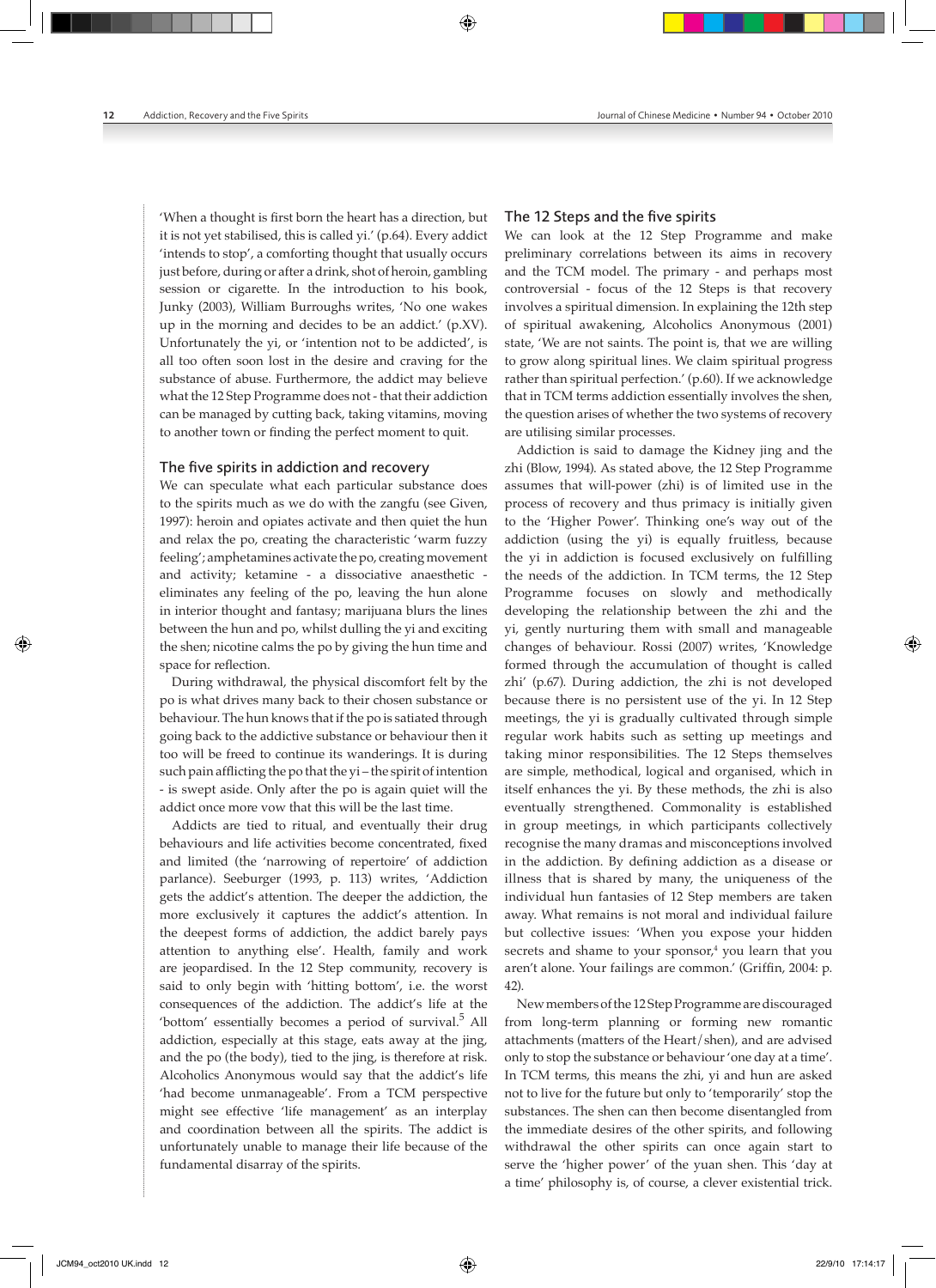'When a thought is first born the heart has a direction, but it is not yet stabilised, this is called yi.' (p.64). Every addict 'intends to stop', a comforting thought that usually occurs just before, during or after a drink, shot of heroin, gambling session or cigarette. In the introduction to his book, Junky (2003), William Burroughs writes, 'No one wakes up in the morning and decides to be an addict.' (p.XV). Unfortunately the yi, or 'intention not to be addicted', is all too often soon lost in the desire and craving for the substance of abuse. Furthermore, the addict may believe what the 12 Step Programme does not - that their addiction can be managed by cutting back, taking vitamins, moving to another town or finding the perfect moment to quit.

## The five spirits in addiction and recovery

We can speculate what each particular substance does to the spirits much as we do with the zangfu (see Given, 1997): heroin and opiates activate and then quiet the hun and relax the po, creating the characteristic 'warm fuzzy feeling'; amphetamines activate the po, creating movement and activity; ketamine - a dissociative anaesthetic - eliminates any feeling of the po, leaving the hun alone in interior thought and fantasy; marijuana blurs the lines between the hun and po, whilst dulling the yi and exciting the shen; nicotine calms the po by giving the hun time and space for reflection.

During withdrawal, the physical discomfort felt by the po is what drives many back to their chosen substance or behaviour. The hun knows that if the po is satiated through going back to the addictive substance or behaviour then it too will be freed to continue its wanderings. It is during such pain afflicting the po that the yi – the spirit of intention - is swept aside. Only after the po is again quiet will the addict once more vow that this will be the last time.

Addicts are tied to ritual, and eventually their drug behaviours and life activities become concentrated, fixed and limited (the 'narrowing of repertoire' of addiction parlance). Seeburger (1993, p. 113) writes, 'Addiction gets the addict's attention. The deeper the addiction, the more exclusively it captures the addict's attention. In the deepest forms of addiction, the addict barely pays attention to anything else'. Health, family and work are jeopardised. In the 12 Step community, recovery is said to only begin with 'hitting bottom', i.e. the worst consequences of the addiction. The addict's life at the 'bottom' essentially becomes a period of survival.[5] All addiction, especially at this stage, eats away at the jing, and the po (the body), tied to the jing, is therefore at risk. Alcoholics Anonymous would say that the addict's life 'had become unmanageable'. From a TCM perspective might see effective 'life management' as an interplay and coordination between all the spirits. The addict is unfortunately unable to manage their life because of the fundamental disarray of the spirits.

## The 12 Steps and the five spirits

We can look at the 12 Step Programme and make preliminary correlations between its aims in recovery and the TCM model. The primary - and perhaps most controversial - focus of the 12 Steps is that recovery involves a spiritual dimension. In explaining the 12th step of spiritual awakening, Alcoholics Anonymous (2001) state, 'We are not saints. The point is, that we are willing to grow along spiritual lines. We claim spiritual progress rather than spiritual perfection.' (p.60). If we acknowledge that in TCM terms addiction essentially involves the shen, the question arises of whether the two systems of recovery are utilising similar processes.

Addiction is said to damage the Kidney jing and the zhi (Blow, 1994). As stated above, the 12 Step Programme assumes that will-power (zhi) is of limited use in the process of recovery and thus primacy is initially given to the 'Higher Power'. Thinking one's way out of the addiction (using the yi) is equally fruitless, because the yi in addiction is focused exclusively on fulfilling the needs of the addiction. In TCM terms, the 12 Step Programme focuses on slowly and methodically developing the relationship between the zhi and the yi, gently nurturing them with small and manageable changes of behaviour. Rossi (2007) writes, 'Knowledge formed through the accumulation of thought is called zhi' (p.67). During addiction, the zhi is not developed because there is no persistent use of the yi. In 12 Step meetings, the yi is gradually cultivated through simple regular work habits such as setting up meetings and taking minor responsibilities. The 12 Steps themselves are simple, methodical, logical and organised, which in itself enhances the yi. By these methods, the zhi is also eventually strengthened. Commonality is established in group meetings, in which participants collectively recognise the many dramas and misconceptions involved in the addiction. By defining addiction as a disease or illness that is shared by many, the uniqueness of the individual hun fantasies of 12 Step members are taken away. What remains is not moral and individual failure but collective issues: 'When you expose your hidden secrets and shame to your sponsor,[4] you learn that you aren't alone. Your failings are common.' (Griffin, 2004: p. 42).

New members of the 12 Step Programme are discouraged from long-term planning or forming new romantic attachments (matters of the Heart/shen), and are advised only to stop the substance or behaviour 'one day at a time'. In TCM terms, this means the zhi, yi and hun are asked not to live for the future but only to 'temporarily' stop the substances. The shen can then become disentangled from the immediate desires of the other spirits, and following withdrawal the other spirits can once again start to serve the 'higher power' of the yuan shen. This 'day at a time' philosophy is, of course, a clever existential trick.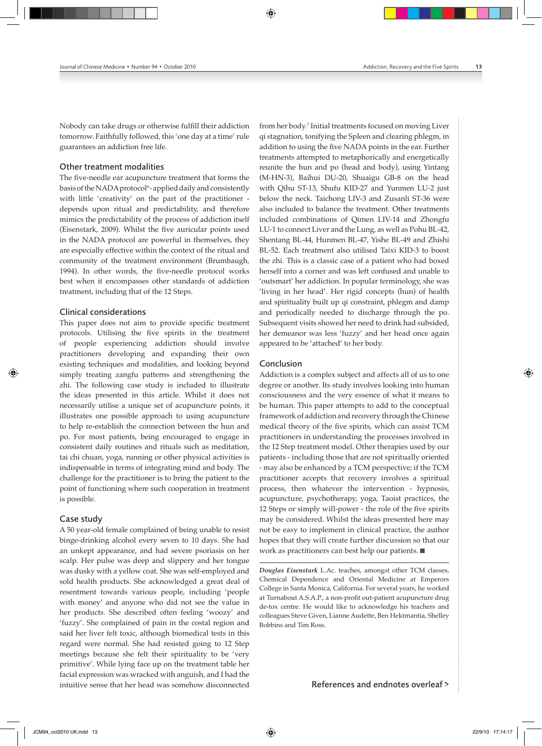Nobody can take drugs or otherwise fulfill their addiction tomorrow. Faithfully followed, this 'one day at a time' rule guarantees an addiction free life.

## Other treatment modalities

The five-needle ear acupuncture treatment that forms the basis of the NADA protocol[6] - applied daily and consistently with little 'creativity' on the part of the practitioner - depends upon ritual and predictability, and therefore mimics the predictability of the process of addiction itself (Eisenstark, 2009). Whilst the five auricular points used in the NADA protocol are powerful in themselves, they are especially effective within the context of the ritual and community of the treatment environment (Brumbaugh, 1994). In other words, the five-needle protocol works best when it encompasses other standards of addiction treatment, including that of the 12 Steps.

## Clinical considerations

This paper does not aim to provide specific treatment protocols. Utilising the five spirits in the treatment of people experiencing addiction should involve practitioners developing and expanding their own existing techniques and modalities, and looking beyond simply treating zangfu patterns and strengthening the zhi. The following case study is included to illustrate the ideas presented in this article. Whilst it does not necessarily utilise a unique set of acupuncture points, it illustrates one possible approach to using acupuncture to help re-establish the connection between the hun and po. For most patients, being encouraged to engage in consistent daily routines and rituals such as meditation, tai chi chuan, yoga, running or other physical activities is indispensable in terms of integrating mind and body. The challenge for the practitioner is to bring the patient to the point of functioning where such cooperation in treatment is possible.

## Case study

A 50 year-old female complained of being unable to resist binge-drinking alcohol every seven to 10 days. She had an unkept appearance, and had severe psoriasis on her scalp. Her pulse was deep and slippery and her tongue was dusky with a yellow coat. She was self-employed and sold health products. She acknowledged a great deal of resentment towards various people, including 'people with money' and anyone who did not see the value in her products. She described often feeling 'woozy' and 'fuzzy'. She complained of pain in the costal region and said her liver felt toxic, although biomedical tests in this regard were normal. She had resisted going to 12 Step meetings because she felt their spirituality to be 'very primitive'. While lying face up on the treatment table her facial expression was wracked with anguish, and I had the intuitive sense that her head was somehow disconnected from her body.[7] Initial treatments focused on moving Liver qi stagnation, tonifying the Spleen and clearing phlegm, in addition to using the five NADA points in the ear. Further treatments attempted to metaphorically and energetically reunite the hun and po (head and body), using Yintang (M-HN-3), Baihui DU-20, Shuaigu GB-8 on the head with Qihu ST-13, Shufu KID-27 and Yunmen LU-2 just below the neck. Taichong LIV-3 and Zusanli ST-36 were also included to balance the treatment. Other treatments included combinations of Qimen LIV-14 and Zhongfu LU-1 to connect Liver and the Lung, as well as Pohu BL-42, Shentang BL-44, Hunmen BL-47, Yishe BL-49 and Zhishi BL-52. Each treatment also utilised Taixi KID-3 to boost the zhi. This is a classic case of a patient who had boxed herself into a corner and was left confused and unable to 'outsmart' her addiction. In popular terminology, she was 'living in her head'. Her rigid concepts (hun) of health and spirituality built up qi constraint, phlegm and damp and periodically needed to discharge through the po. Subsequent visits showed her need to drink had subsided, her demeanor was less 'fuzzy' and her head once again appeared to be 'attached' to her body.

## Conclusion

Addiction is a complex subject and affects all of us to one degree or another. Its study involves looking into human consciousness and the very essence of what it means to be human. This paper attempts to add to the conceptual framework of addiction and recovery through the Chinese medical theory of the five spirits, which can assist TCM practitioners in understanding the processes involved in the 12 Step treatment model. Other therapies used by our patients - including those that are not spiritually oriented - may also be enhanced by a TCM perspective; if the TCM practitioner accepts that recovery involves a spiritual process, then whatever the intervention - hypnosis, acupuncture, psychotherapy, yoga, Taoist practices, the 12 Steps or simply will-power - the role of the five spirits may be considered. Whilst the ideas presented here may not be easy to implement in clinical practice, the author hopes that they will create further discussion so that our work as practitioners can best help our patients. ■

***Douglas Eisenstark*** L.Ac. teaches, amongst other TCM classes, Chemical Dependence and Oriental Medicine at Emperors College in Santa Monica, California. For several years, he worked at Turnabout A.S.A.P., a non-profit out-patient acupuncture drug de-tox centre. He would like to acknowledge his teachers and colleagues Steve Given, Lianne Audette, Ben Hektmantia, Shelley Bobbins and Tim Ross.

References and endnotes overleaf >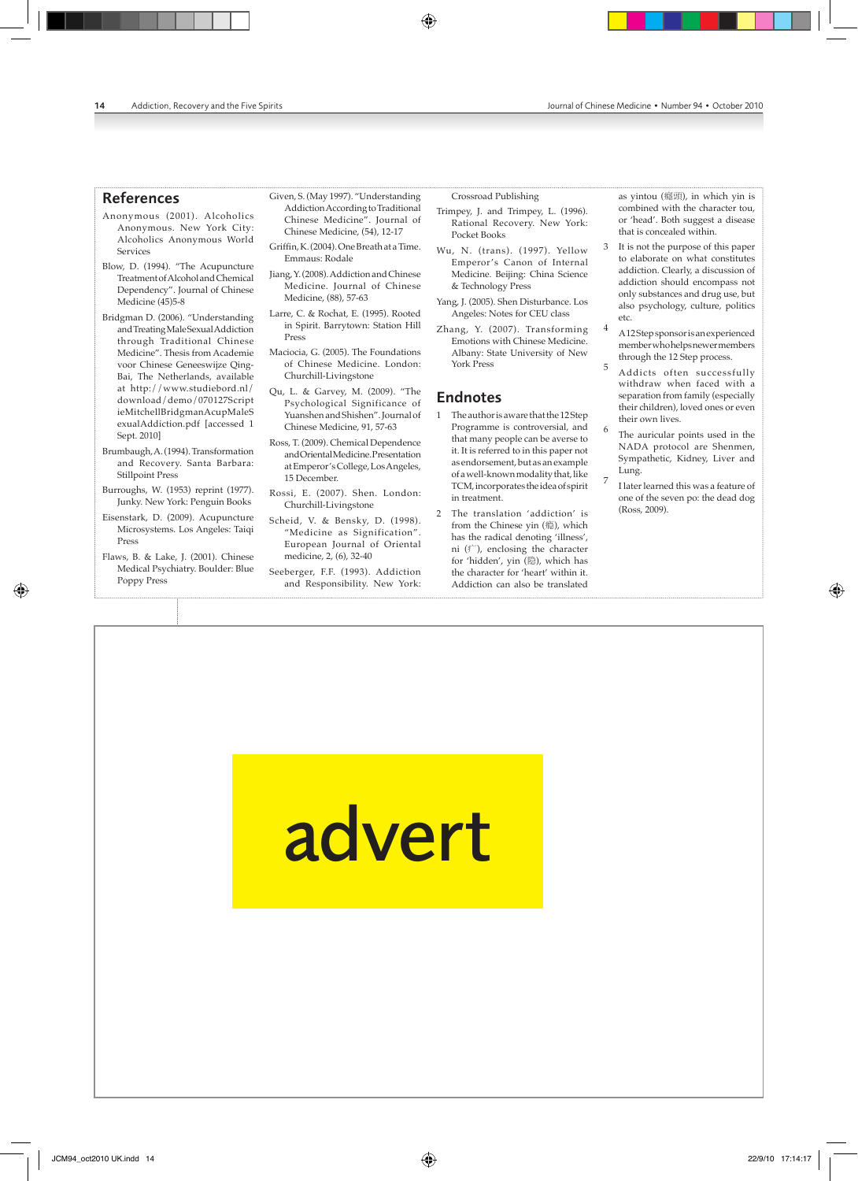## References

Anonymous (2001). Alcoholics Anonymous. New York City: Alcoholics Anonymous World Services

Blow, D. (1994). "The Acupuncture Treatment of Alcohol and Chemical Dependency". Journal of Chinese Medicine (45)5-8

Bridgman D. (2006). "Understanding and Treating Male Sexual Addiction through Traditional Chinese Medicine". Thesis from Academie voor Chinese Geneeswijze Qing-Bai, The Netherlands, available at http://www.studiebord.nl/download/demo/070127ScriptieMitchellBridgmanAcupMaleSexualAddiction.pdf [accessed 1 Sept. 2010]

Brumbaugh, A. (1994). Transformation and Recovery. Santa Barbara: Stillpoint Press

Burroughs, W. (1953) reprint (1977). Junky. New York: Penguin Books

Eisenstark, D. (2009). Acupuncture Microsystems. Los Angeles: Taiqi Press

Flaws, B. & Lake, J. (2001). Chinese Medical Psychiatry. Boulder: Blue Poppy Press

Given, S. (May 1997). "Understanding Addiction According to Traditional Chinese Medicine". Journal of Chinese Medicine, (54), 12-17

Griffin, K. (2004). One Breath at a Time. Emmaus: Rodale

Jiang, Y. (2008). Addiction and Chinese Medicine. Journal of Chinese Medicine, (88), 57-63

Larre, C. & Rochat, E. (1995). Rooted in Spirit. Barrytown: Station Hill Press

Maciocia, G. (2005). The Foundations of Chinese Medicine. London: Churchill-Livingstone

Qu, L. & Garvey, M. (2009). "The Psychological Significance of Yuanshen and Shishen". Journal of Chinese Medicine, 91, 57-63

Ross, T. (2009). Chemical Dependence and Oriental Medicine. Presentation at Emperor's College, Los Angeles, 15 December.

Rossi, E. (2007). Shen. London: Churchill-Livingstone

Scheid, V. & Bensky, D. (1998). "Medicine as Signification". European Journal of Oriental medicine, 2, (6), 32-40

Seeberger, F.F. (1993). Addiction and Responsibility. New York: Crossroad Publishing

Trimpey, J. and Trimpey, L. (1996). Rational Recovery. New York: Pocket Books

Wu, N. (trans). (1997). Yellow Emperor's Canon of Internal Medicine. Beijing: China Science & Technology Press

Yang, J. (2005). Shen Disturbance. Los Angeles: Notes for CEU class

Zhang, Y. (2007). Transforming Emotions with Chinese Medicine. Albany: State University of New York Press

## Endnotes

1. The author is aware that the 12 Step Programme is controversial, and that many people can be averse to it. It is referred to in this paper not as endorsement, but as an example of a well-known modality that, like TCM, incorporates the idea of spirit in treatment.
2. The translation 'addiction' is from the Chinese yin (癮), which has the radical denoting 'illness', ni (疒), enclosing the character for 'hidden', yin (隱), which has the character for 'heart' within it. Addiction can also be translated as yintou (癮頭), in which yin is combined with the character tou, or 'head'. Both suggest a disease that is concealed within.
3. It is not the purpose of this paper to elaborate on what constitutes addiction. Clearly, a discussion of addiction should encompass not only substances and drug use, but also psychology, culture, politics etc.
4. A 12 Step sponsor is an experienced member who helps newer members through the 12 Step process.
5. Addicts often successfully withdraw when faced with a separation from family (especially their children), loved ones or even their own lives.
6. The auricular points used in the NADA protocol are Shenmen, Sympathetic, Kidney, Liver and Lung.
7. I later learned this was a feature of one of the seven po: the dead dog (Ross, 2009).

advert